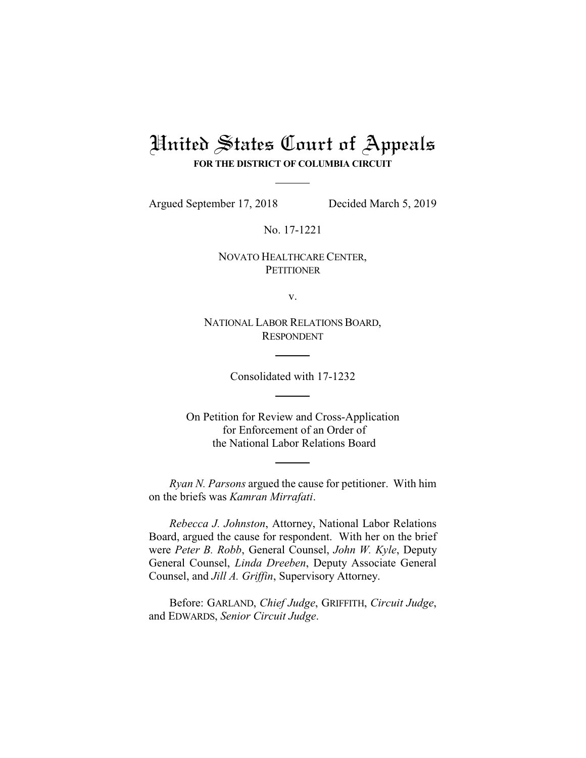# United States Court of Appeals

**FOR THE DISTRICT OF COLUMBIA CIRCUIT**

Argued September 17, 2018 Decided March 5, 2019

No. 17-1221

NOVATO HEALTHCARE CENTER,
PETITIONER

v.

NATIONAL LABOR RELATIONS BOARD,
RESPONDENT

Consolidated with 17-1232

On Petition for Review and Cross-Application
for Enforcement of an Order of
the National Labor Relations Board

*Ryan N. Parsons* argued the cause for petitioner. With him on the briefs was *Kamran Mirrafati*.

*Rebecca J. Johnston*, Attorney, National Labor Relations Board, argued the cause for respondent. With her on the brief were *Peter B. Robb*, General Counsel, *John W. Kyle*, Deputy General Counsel, *Linda Dreeben*, Deputy Associate General Counsel, and *Jill A. Griffin*, Supervisory Attorney.

Before: GARLAND, *Chief Judge*, GRIFFITH, *Circuit Judge*, and EDWARDS, *Senior Circuit Judge*.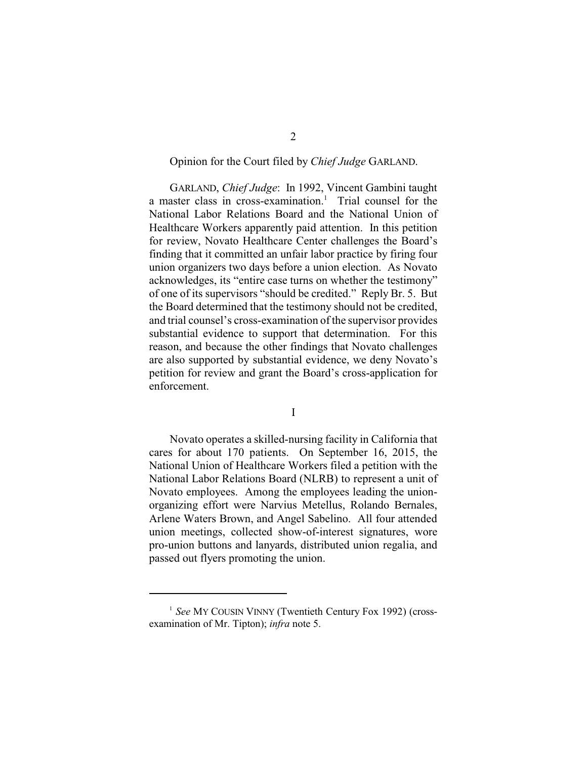Opinion for the Court filed by *Chief Judge* GARLAND.

GARLAND, *Chief Judge*: In 1992, Vincent Gambini taught a master class in cross-examination.[1] Trial counsel for the National Labor Relations Board and the National Union of Healthcare Workers apparently paid attention. In this petition for review, Novato Healthcare Center challenges the Board's finding that it committed an unfair labor practice by firing four union organizers two days before a union election. As Novato acknowledges, its "entire case turns on whether the testimony" of one of its supervisors "should be credited." Reply Br. 5. But the Board determined that the testimony should not be credited, and trial counsel's cross-examination of the supervisor provides substantial evidence to support that determination. For this reason, and because the other findings that Novato challenges are also supported by substantial evidence, we deny Novato's petition for review and grant the Board's cross-application for enforcement.

## I

Novato operates a skilled-nursing facility in California that cares for about 170 patients. On September 16, 2015, the National Union of Healthcare Workers filed a petition with the National Labor Relations Board (NLRB) to represent a unit of Novato employees. Among the employees leading the union-organizing effort were Narvius Metellus, Rolando Bernales, Arlene Waters Brown, and Angel Sabelino. All four attended union meetings, collected show-of-interest signatures, wore pro-union buttons and lanyards, distributed union regalia, and passed out flyers promoting the union.

---

[1] *See* MY COUSIN VINNY (Twentieth Century Fox 1992) (cross-examination of Mr. Tipton); *infra* note 5.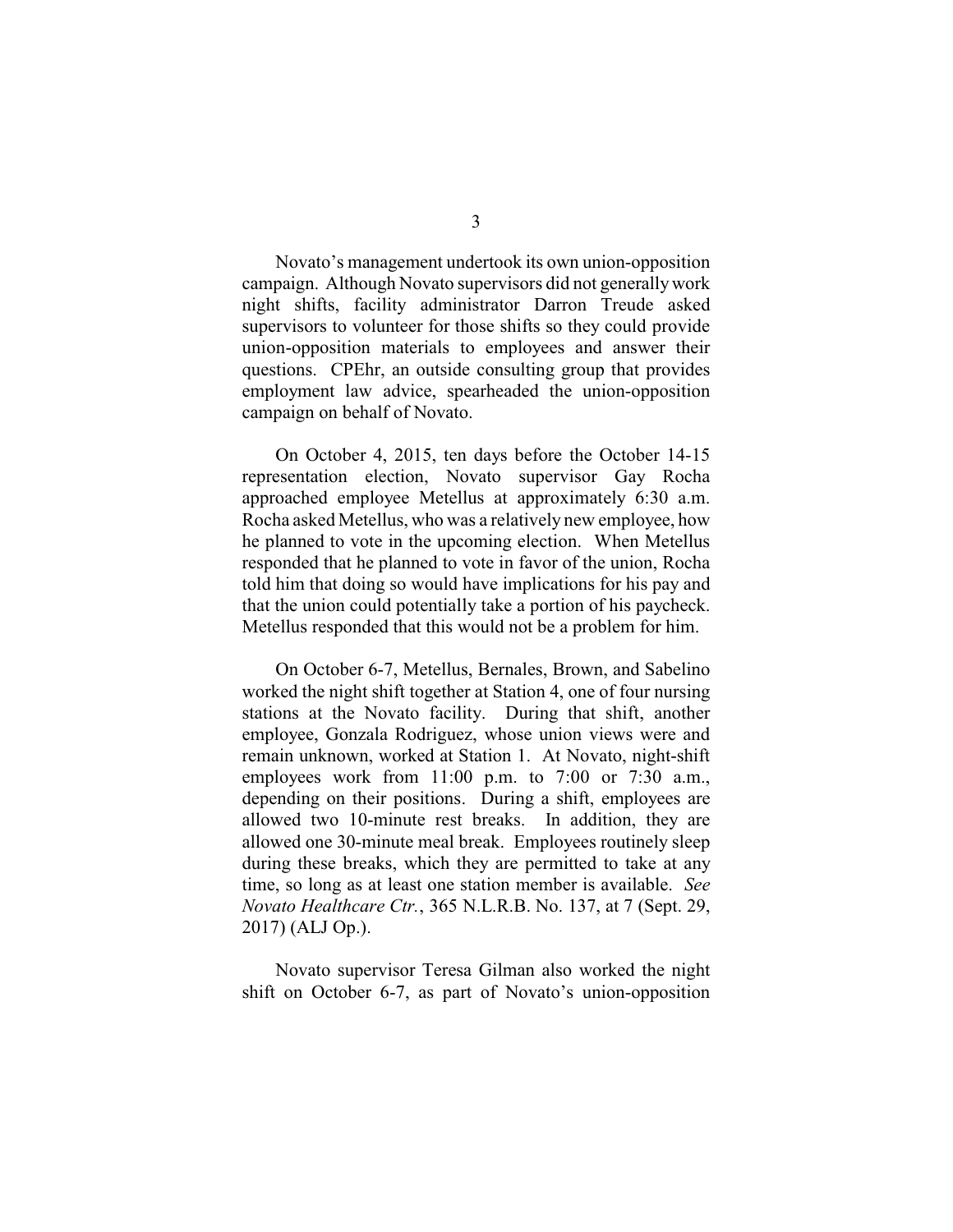Novato's management undertook its own union-opposition campaign. Although Novato supervisors did not generally work night shifts, facility administrator Darron Treude asked supervisors to volunteer for those shifts so they could provide union-opposition materials to employees and answer their questions. CPEhr, an outside consulting group that provides employment law advice, spearheaded the union-opposition campaign on behalf of Novato.

On October 4, 2015, ten days before the October 14-15 representation election, Novato supervisor Gay Rocha approached employee Metellus at approximately 6:30 a.m. Rocha asked Metellus, who was a relatively new employee, how he planned to vote in the upcoming election. When Metellus responded that he planned to vote in favor of the union, Rocha told him that doing so would have implications for his pay and that the union could potentially take a portion of his paycheck. Metellus responded that this would not be a problem for him.

On October 6-7, Metellus, Bernales, Brown, and Sabelino worked the night shift together at Station 4, one of four nursing stations at the Novato facility. During that shift, another employee, Gonzala Rodriguez, whose union views were and remain unknown, worked at Station 1. At Novato, night-shift employees work from 11:00 p.m. to 7:00 or 7:30 a.m., depending on their positions. During a shift, employees are allowed two 10-minute rest breaks. In addition, they are allowed one 30-minute meal break. Employees routinely sleep during these breaks, which they are permitted to take at any time, so long as at least one station member is available. *See Novato Healthcare Ctr.*, 365 N.L.R.B. No. 137, at 7 (Sept. 29, 2017) (ALJ Op.).

Novato supervisor Teresa Gilman also worked the night shift on October 6-7, as part of Novato's union-opposition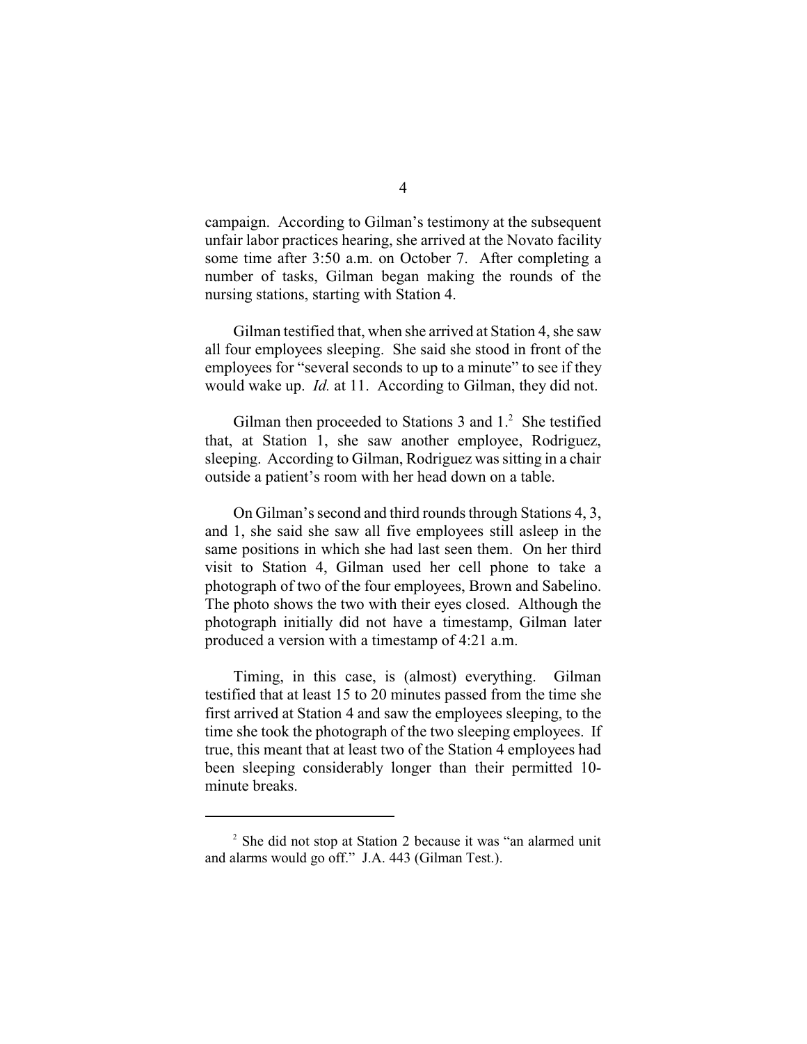campaign. According to Gilman's testimony at the subsequent unfair labor practices hearing, she arrived at the Novato facility some time after 3:50 a.m. on October 7. After completing a number of tasks, Gilman began making the rounds of the nursing stations, starting with Station 4.

Gilman testified that, when she arrived at Station 4, she saw all four employees sleeping. She said she stood in front of the employees for "several seconds to up to a minute" to see if they would wake up. *Id.* at 11. According to Gilman, they did not.

Gilman then proceeded to Stations 3 and 1.[2] She testified that, at Station 1, she saw another employee, Rodriguez, sleeping. According to Gilman, Rodriguez was sitting in a chair outside a patient's room with her head down on a table.

On Gilman's second and third rounds through Stations 4, 3, and 1, she said she saw all five employees still asleep in the same positions in which she had last seen them. On her third visit to Station 4, Gilman used her cell phone to take a photograph of two of the four employees, Brown and Sabelino. The photo shows the two with their eyes closed. Although the photograph initially did not have a timestamp, Gilman later produced a version with a timestamp of 4:21 a.m.

Timing, in this case, is (almost) everything. Gilman testified that at least 15 to 20 minutes passed from the time she first arrived at Station 4 and saw the employees sleeping, to the time she took the photograph of the two sleeping employees. If true, this meant that at least two of the Station 4 employees had been sleeping considerably longer than their permitted 10-minute breaks.

---

[2] She did not stop at Station 2 because it was "an alarmed unit and alarms would go off." J.A. 443 (Gilman Test.).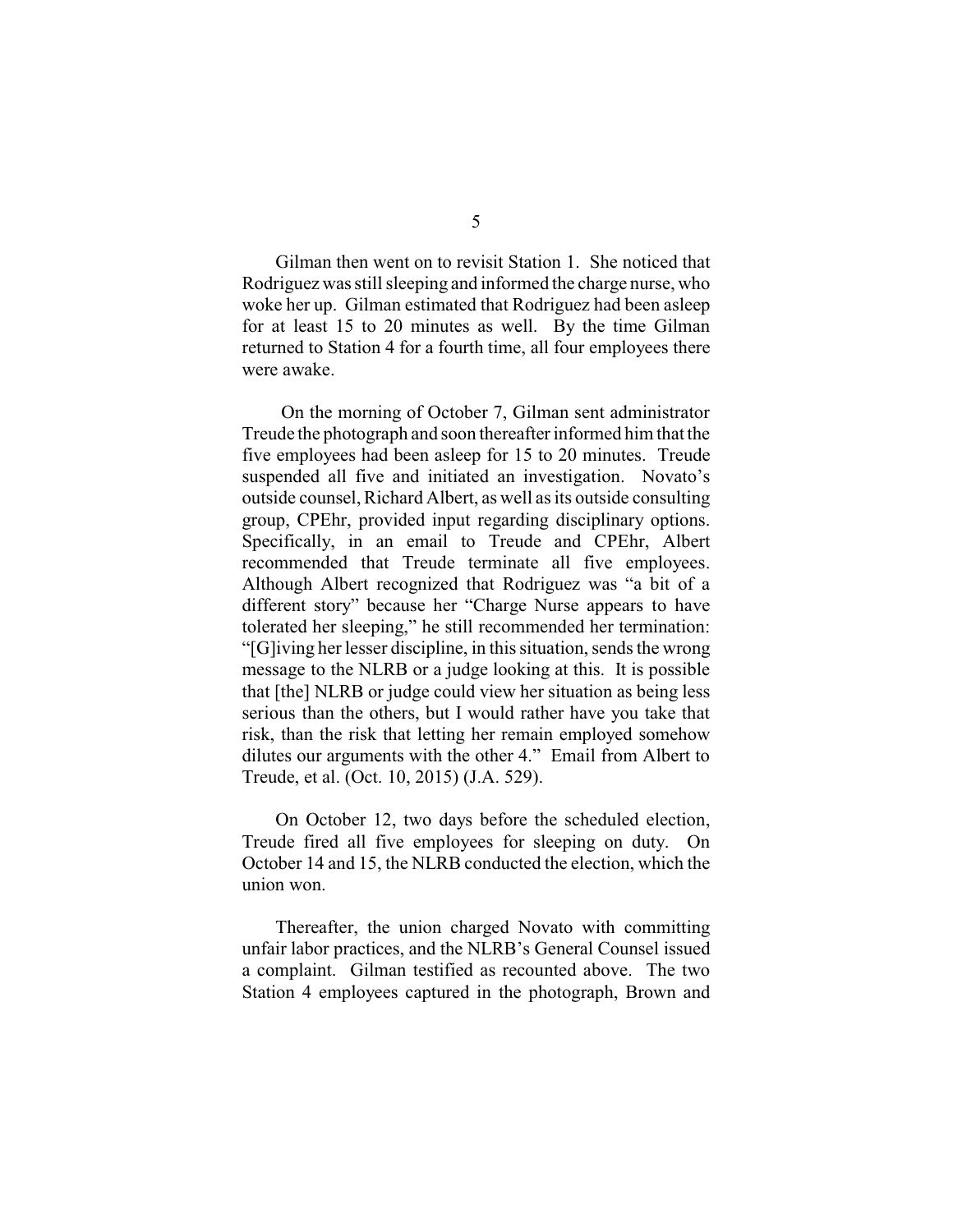Gilman then went on to revisit Station 1. She noticed that Rodriguez was still sleeping and informed the charge nurse, who woke her up. Gilman estimated that Rodriguez had been asleep for at least 15 to 20 minutes as well. By the time Gilman returned to Station 4 for a fourth time, all four employees there were awake.

On the morning of October 7, Gilman sent administrator Treude the photograph and soon thereafter informed him that the five employees had been asleep for 15 to 20 minutes. Treude suspended all five and initiated an investigation. Novato's outside counsel, Richard Albert, as well as its outside consulting group, CPEhr, provided input regarding disciplinary options. Specifically, in an email to Treude and CPEhr, Albert recommended that Treude terminate all five employees. Although Albert recognized that Rodriguez was "a bit of a different story" because her "Charge Nurse appears to have tolerated her sleeping," he still recommended her termination: "[G]iving her lesser discipline, in this situation, sends the wrong message to the NLRB or a judge looking at this. It is possible that [the] NLRB or judge could view her situation as being less serious than the others, but I would rather have you take that risk, than the risk that letting her remain employed somehow dilutes our arguments with the other 4." Email from Albert to Treude, et al. (Oct. 10, 2015) (J.A. 529).

On October 12, two days before the scheduled election, Treude fired all five employees for sleeping on duty. On October 14 and 15, the NLRB conducted the election, which the union won.

Thereafter, the union charged Novato with committing unfair labor practices, and the NLRB's General Counsel issued a complaint. Gilman testified as recounted above. The two Station 4 employees captured in the photograph, Brown and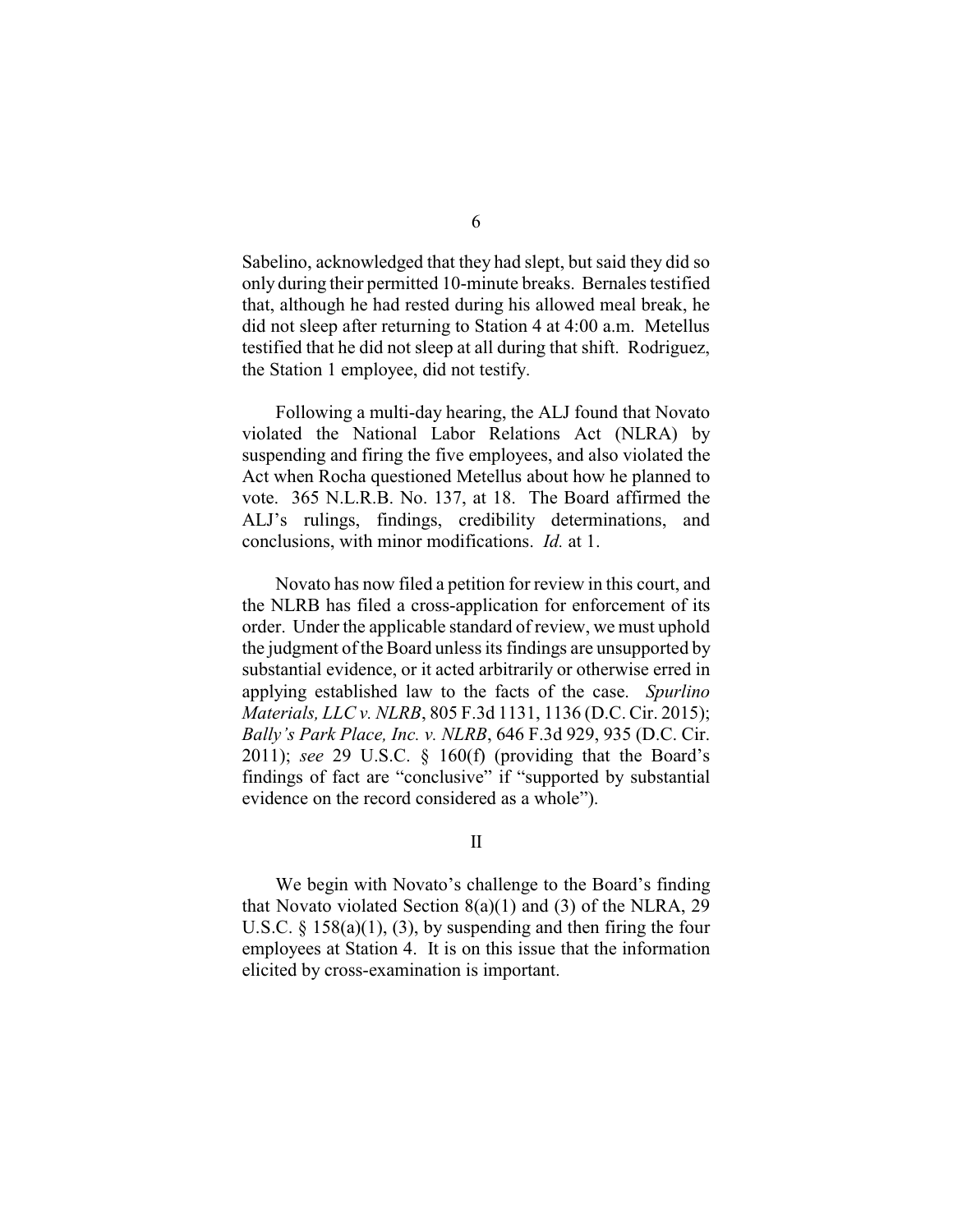Sabelino, acknowledged that they had slept, but said they did so only during their permitted 10-minute breaks. Bernales testified that, although he had rested during his allowed meal break, he did not sleep after returning to Station 4 at 4:00 a.m. Metellus testified that he did not sleep at all during that shift. Rodriguez, the Station 1 employee, did not testify.

Following a multi-day hearing, the ALJ found that Novato violated the National Labor Relations Act (NLRA) by suspending and firing the five employees, and also violated the Act when Rocha questioned Metellus about how he planned to vote. 365 N.L.R.B. No. 137, at 18. The Board affirmed the ALJ's rulings, findings, credibility determinations, and conclusions, with minor modifications. *Id.* at 1.

Novato has now filed a petition for review in this court, and the NLRB has filed a cross-application for enforcement of its order. Under the applicable standard of review, we must uphold the judgment of the Board unless its findings are unsupported by substantial evidence, or it acted arbitrarily or otherwise erred in applying established law to the facts of the case. *Spurlino Materials, LLC v. NLRB*, 805 F.3d 1131, 1136 (D.C. Cir. 2015); *Bally's Park Place, Inc. v. NLRB*, 646 F.3d 929, 935 (D.C. Cir. 2011); *see* 29 U.S.C. § 160(f) (providing that the Board's findings of fact are "conclusive" if "supported by substantial evidence on the record considered as a whole").

## II

We begin with Novato's challenge to the Board's finding that Novato violated Section 8(a)(1) and (3) of the NLRA, 29 U.S.C. § 158(a)(1), (3), by suspending and then firing the four employees at Station 4. It is on this issue that the information elicited by cross-examination is important.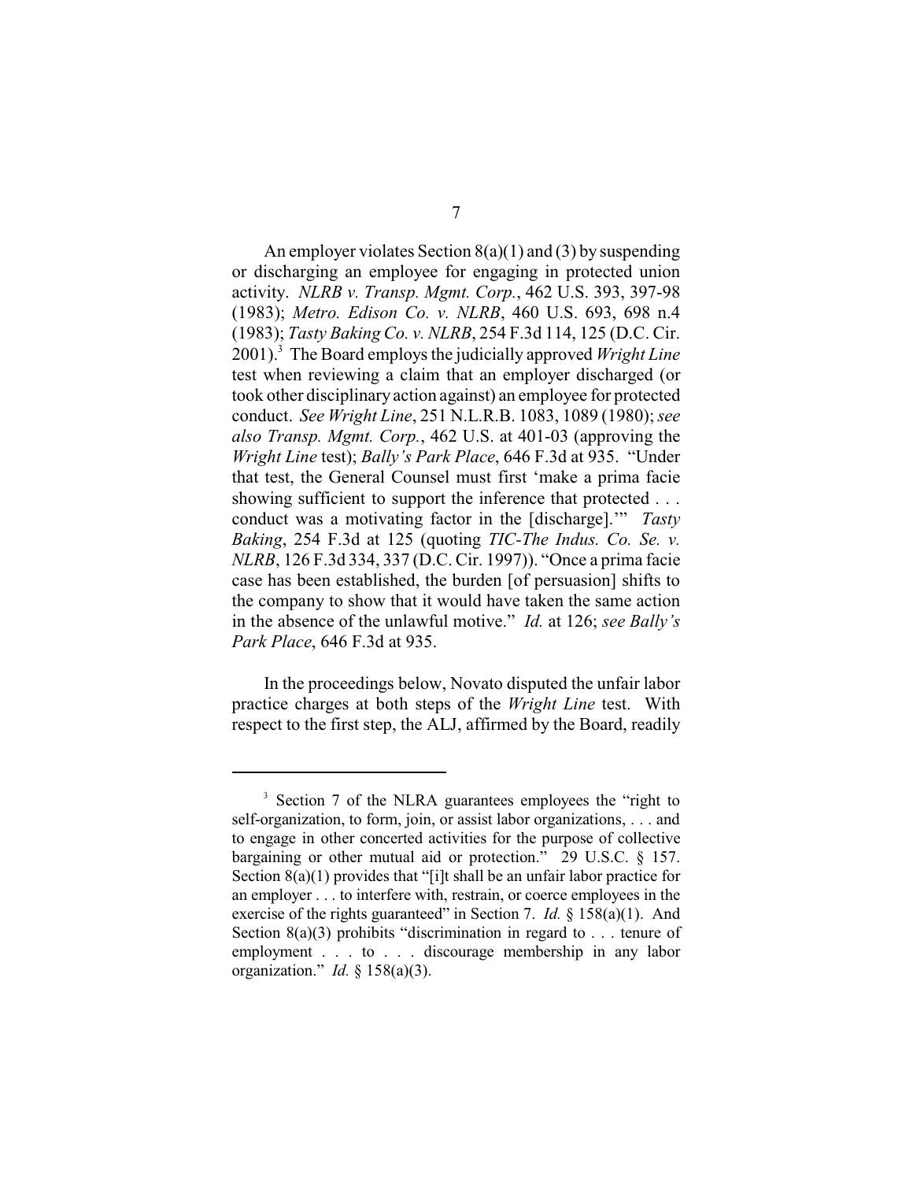An employer violates Section 8(a)(1) and (3) by suspending or discharging an employee for engaging in protected union activity. *NLRB v. Transp. Mgmt. Corp.*, 462 U.S. 393, 397-98 (1983); *Metro. Edison Co. v. NLRB*, 460 U.S. 693, 698 n.4 (1983); *Tasty Baking Co. v. NLRB*, 254 F.3d 114, 125 (D.C. Cir. 2001).[3] The Board employs the judicially approved *Wright Line* test when reviewing a claim that an employer discharged (or took other disciplinary action against) an employee for protected conduct. *See Wright Line*, 251 N.L.R.B. 1083, 1089 (1980); *see also Transp. Mgmt. Corp.*, 462 U.S. at 401-03 (approving the *Wright Line* test); *Bally's Park Place*, 646 F.3d at 935. "Under that test, the General Counsel must first 'make a prima facie showing sufficient to support the inference that protected . . . conduct was a motivating factor in the [discharge].'" *Tasty Baking*, 254 F.3d at 125 (quoting *TIC-The Indus. Co. Se. v. NLRB*, 126 F.3d 334, 337 (D.C. Cir. 1997)). "Once a prima facie case has been established, the burden [of persuasion] shifts to the company to show that it would have taken the same action in the absence of the unlawful motive." *Id.* at 126; *see Bally's Park Place*, 646 F.3d at 935.

In the proceedings below, Novato disputed the unfair labor practice charges at both steps of the *Wright Line* test. With respect to the first step, the ALJ, affirmed by the Board, readily

---

[3] Section 7 of the NLRA guarantees employees the "right to self-organization, to form, join, or assist labor organizations, . . . and to engage in other concerted activities for the purpose of collective bargaining or other mutual aid or protection." 29 U.S.C. § 157. Section 8(a)(1) provides that "[i]t shall be an unfair labor practice for an employer . . . to interfere with, restrain, or coerce employees in the exercise of the rights guaranteed" in Section 7. *Id.* § 158(a)(1). And Section 8(a)(3) prohibits "discrimination in regard to . . . tenure of employment . . . to . . . discourage membership in any labor organization." *Id.* § 158(a)(3).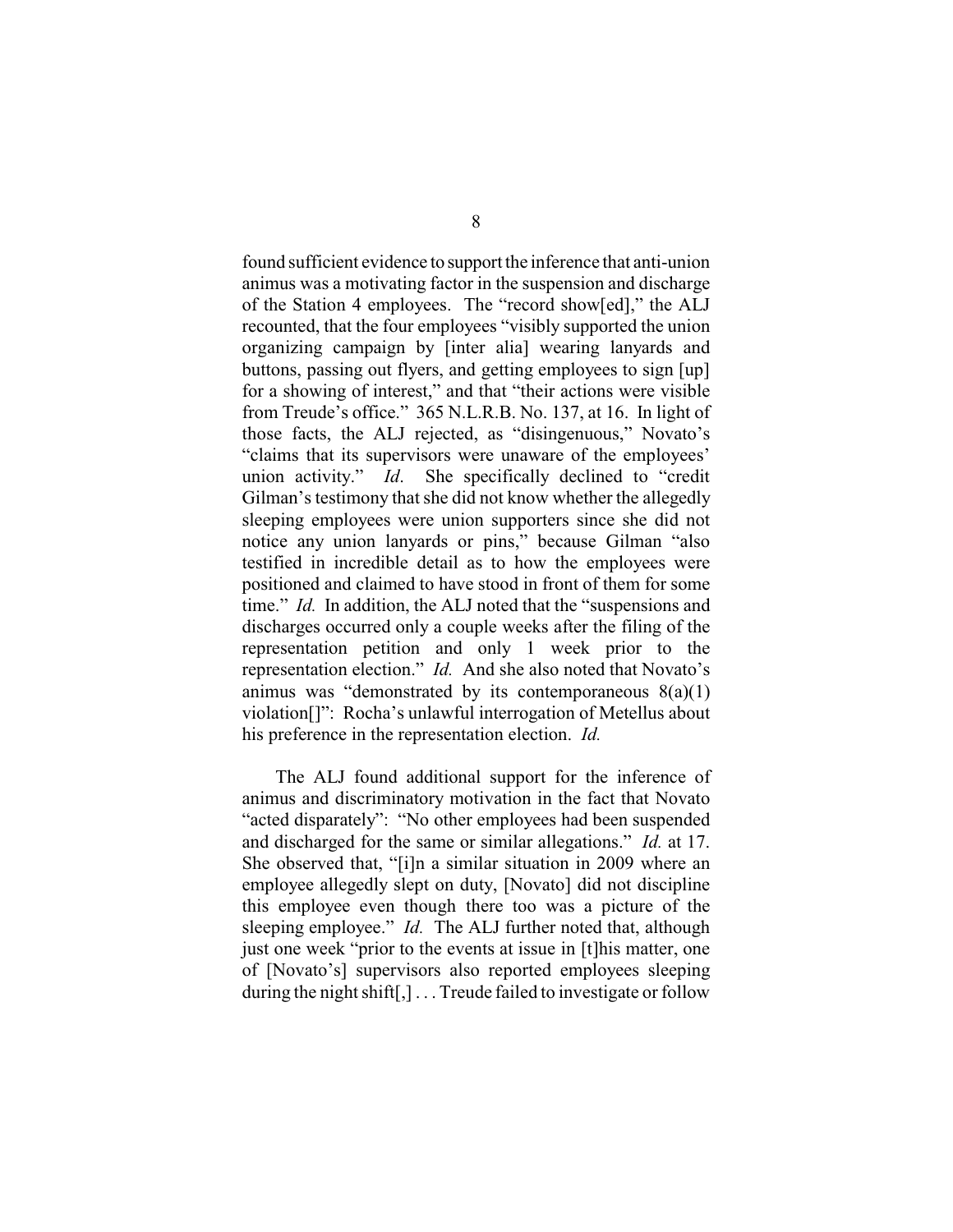found sufficient evidence to support the inference that anti-union animus was a motivating factor in the suspension and discharge of the Station 4 employees. The "record show[ed]," the ALJ recounted, that the four employees "visibly supported the union organizing campaign by [inter alia] wearing lanyards and buttons, passing out flyers, and getting employees to sign [up] for a showing of interest," and that "their actions were visible from Treude's office." 365 N.L.R.B. No. 137, at 16. In light of those facts, the ALJ rejected, as "disingenuous," Novato's "claims that its supervisors were unaware of the employees' union activity." *Id.* She specifically declined to "credit Gilman's testimony that she did not know whether the allegedly sleeping employees were union supporters since she did not notice any union lanyards or pins," because Gilman "also testified in incredible detail as to how the employees were positioned and claimed to have stood in front of them for some time." *Id.* In addition, the ALJ noted that the "suspensions and discharges occurred only a couple weeks after the filing of the representation petition and only 1 week prior to the representation election." *Id.* And she also noted that Novato's animus was "demonstrated by its contemporaneous 8(a)(1) violation[]": Rocha's unlawful interrogation of Metellus about his preference in the representation election. *Id.*

The ALJ found additional support for the inference of animus and discriminatory motivation in the fact that Novato "acted disparately": "No other employees had been suspended and discharged for the same or similar allegations." *Id.* at 17. She observed that, "[i]n a similar situation in 2009 where an employee allegedly slept on duty, [Novato] did not discipline this employee even though there too was a picture of the sleeping employee." *Id.* The ALJ further noted that, although just one week "prior to the events at issue in [t]his matter, one of [Novato's] supervisors also reported employees sleeping during the night shift[,] . . . Treude failed to investigate or follow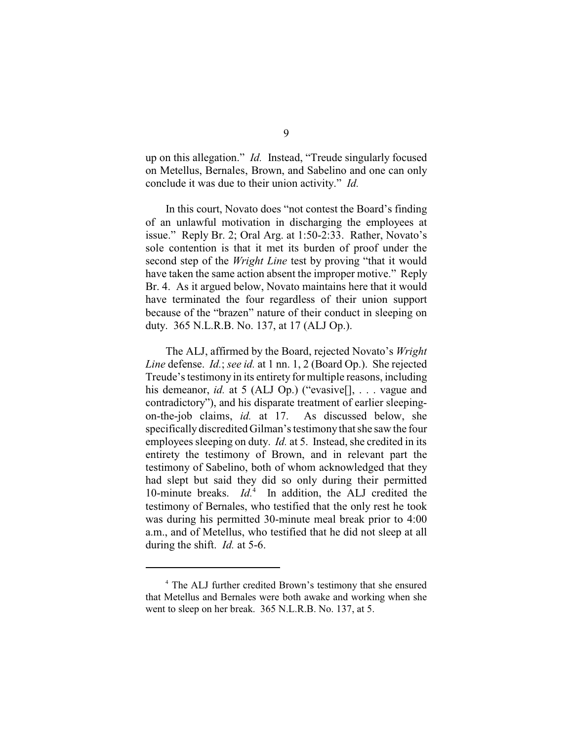up on this allegation." *Id.* Instead, "Treude singularly focused on Metellus, Bernales, Brown, and Sabelino and one can only conclude it was due to their union activity." *Id.*

In this court, Novato does "not contest the Board's finding of an unlawful motivation in discharging the employees at issue." Reply Br. 2; Oral Arg. at 1:50-2:33. Rather, Novato's sole contention is that it met its burden of proof under the second step of the *Wright Line* test by proving "that it would have taken the same action absent the improper motive." Reply Br. 4. As it argued below, Novato maintains here that it would have terminated the four regardless of their union support because of the "brazen" nature of their conduct in sleeping on duty. 365 N.L.R.B. No. 137, at 17 (ALJ Op.).

The ALJ, affirmed by the Board, rejected Novato's *Wright Line* defense. *Id.*; *see id.* at 1 nn. 1, 2 (Board Op.). She rejected Treude's testimony in its entirety for multiple reasons, including his demeanor, *id.* at 5 (ALJ Op.) ("evasive[], . . . vague and contradictory"), and his disparate treatment of earlier sleeping-on-the-job claims, *id.* at 17. As discussed below, she specifically discredited Gilman's testimony that she saw the four employees sleeping on duty. *Id.* at 5. Instead, she credited in its entirety the testimony of Brown, and in relevant part the testimony of Sabelino, both of whom acknowledged that they had slept but said they did so only during their permitted 10-minute breaks. *Id.*[4] In addition, the ALJ credited the testimony of Bernales, who testified that the only rest he took was during his permitted 30-minute meal break prior to 4:00 a.m., and of Metellus, who testified that he did not sleep at all during the shift. *Id.* at 5-6.

---

[4] The ALJ further credited Brown's testimony that she ensured that Metellus and Bernales were both awake and working when she went to sleep on her break. 365 N.L.R.B. No. 137, at 5.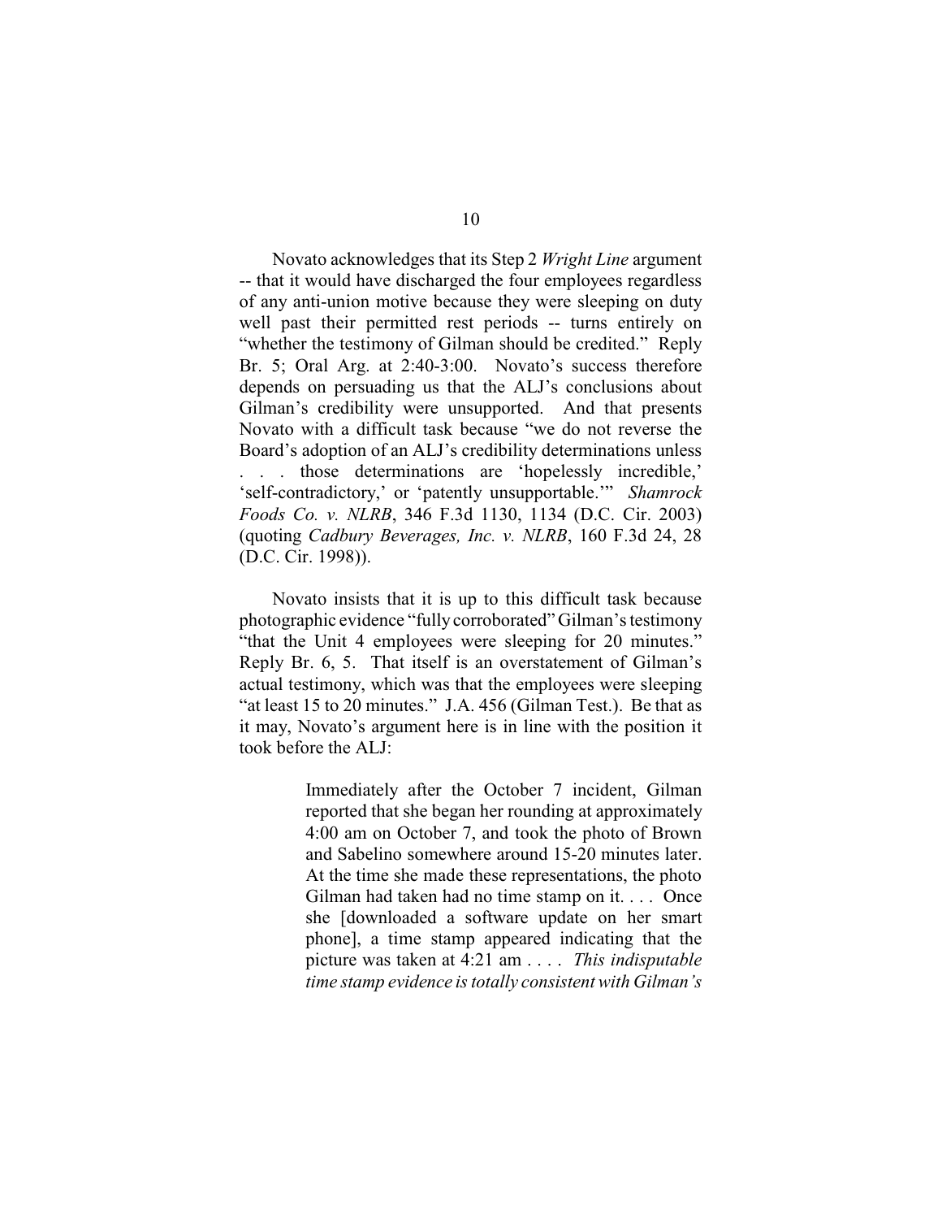Novato acknowledges that its Step 2 *Wright Line* argument -- that it would have discharged the four employees regardless of any anti-union motive because they were sleeping on duty well past their permitted rest periods -- turns entirely on "whether the testimony of Gilman should be credited." Reply Br. 5; Oral Arg. at 2:40-3:00. Novato's success therefore depends on persuading us that the ALJ's conclusions about Gilman's credibility were unsupported. And that presents Novato with a difficult task because "we do not reverse the Board's adoption of an ALJ's credibility determinations unless . . . those determinations are 'hopelessly incredible,' 'self-contradictory,' or 'patently unsupportable.'" *Shamrock Foods Co. v. NLRB*, 346 F.3d 1130, 1134 (D.C. Cir. 2003) (quoting *Cadbury Beverages, Inc. v. NLRB*, 160 F.3d 24, 28 (D.C. Cir. 1998)).

Novato insists that it is up to this difficult task because photographic evidence "fully corroborated" Gilman's testimony "that the Unit 4 employees were sleeping for 20 minutes." Reply Br. 6, 5. That itself is an overstatement of Gilman's actual testimony, which was that the employees were sleeping "at least 15 to 20 minutes." J.A. 456 (Gilman Test.). Be that as it may, Novato's argument here is in line with the position it took before the ALJ:

> Immediately after the October 7 incident, Gilman reported that she began her rounding at approximately 4:00 am on October 7, and took the photo of Brown and Sabelino somewhere around 15-20 minutes later. At the time she made these representations, the photo Gilman had taken had no time stamp on it. . . . Once she [downloaded a software update on her smart phone], a time stamp appeared indicating that the picture was taken at 4:21 am . . . . *This indisputable time stamp evidence is totally consistent with Gilman's*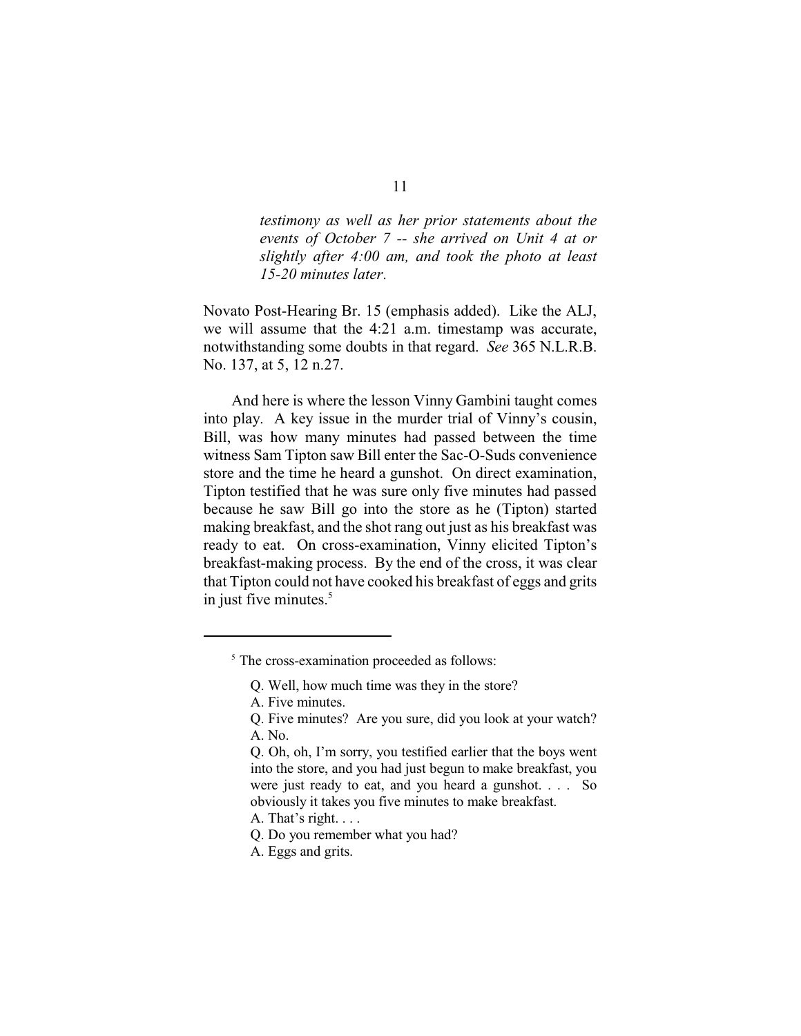> *testimony as well as her prior statements about the events of October 7 -- she arrived on Unit 4 at or slightly after 4:00 am, and took the photo at least 15-20 minutes later*.

Novato Post-Hearing Br. 15 (emphasis added). Like the ALJ, we will assume that the 4:21 a.m. timestamp was accurate, notwithstanding some doubts in that regard. *See* 365 N.L.R.B. No. 137, at 5, 12 n.27.

And here is where the lesson Vinny Gambini taught comes into play. A key issue in the murder trial of Vinny's cousin, Bill, was how many minutes had passed between the time witness Sam Tipton saw Bill enter the Sac-O-Suds convenience store and the time he heard a gunshot. On direct examination, Tipton testified that he was sure only five minutes had passed because he saw Bill go into the store as he (Tipton) started making breakfast, and the shot rang out just as his breakfast was ready to eat. On cross-examination, Vinny elicited Tipton's breakfast-making process. By the end of the cross, it was clear that Tipton could not have cooked his breakfast of eggs and grits in just five minutes.[5]

---

[5] The cross-examination proceeded as follows:

> Q. Well, how much time was they in the store?
>
> A. Five minutes.
>
> Q. Five minutes? Are you sure, did you look at your watch?
>
> A. No.
>
> Q. Oh, oh, I'm sorry, you testified earlier that the boys went into the store, and you had just begun to make breakfast, you were just ready to eat, and you heard a gunshot. . . . So obviously it takes you five minutes to make breakfast.
>
> A. That's right. . . .
>
> Q. Do you remember what you had?
>
> A. Eggs and grits.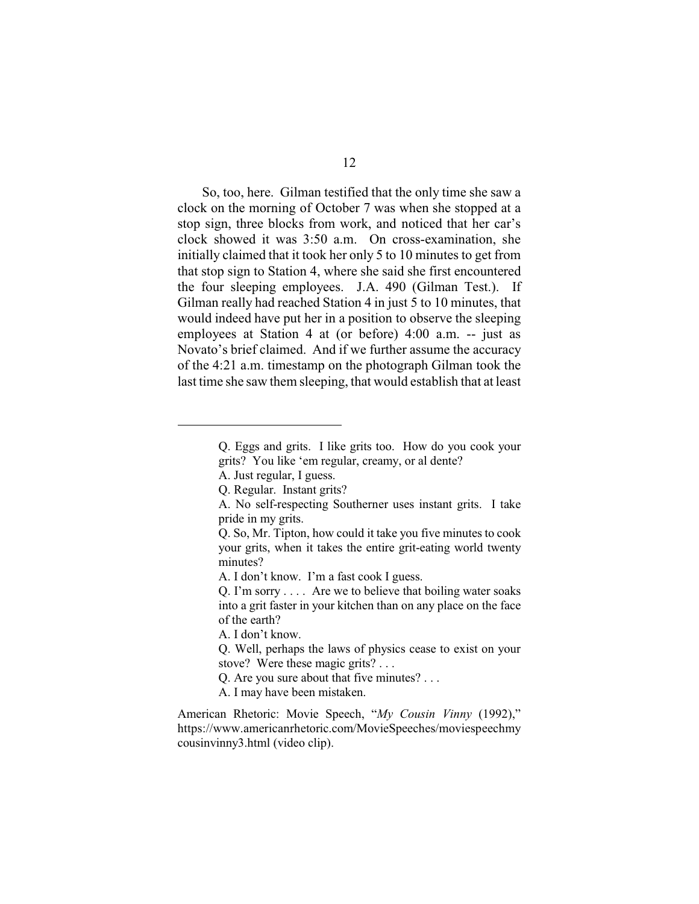So, too, here. Gilman testified that the only time she saw a clock on the morning of October 7 was when she stopped at a stop sign, three blocks from work, and noticed that her car's clock showed it was 3:50 a.m. On cross-examination, she initially claimed that it took her only 5 to 10 minutes to get from that stop sign to Station 4, where she said she first encountered the four sleeping employees. J.A. 490 (Gilman Test.). If Gilman really had reached Station 4 in just 5 to 10 minutes, that would indeed have put her in a position to observe the sleeping employees at Station 4 at (or before) 4:00 a.m. -- just as Novato's brief claimed. And if we further assume the accuracy of the 4:21 a.m. timestamp on the photograph Gilman took the last time she saw them sleeping, that would establish that at least

---

> Q. Eggs and grits. I like grits too. How do you cook your grits? You like 'em regular, creamy, or al dente?
>
> A. Just regular, I guess.
>
> Q. Regular. Instant grits?
>
> A. No self-respecting Southerner uses instant grits. I take pride in my grits.
>
> Q. So, Mr. Tipton, how could it take you five minutes to cook your grits, when it takes the entire grit-eating world twenty minutes?
>
> A. I don't know. I'm a fast cook I guess.
>
> Q. I'm sorry . . . . Are we to believe that boiling water soaks into a grit faster in your kitchen than on any place on the face of the earth?
>
> A. I don't know.
>
> Q. Well, perhaps the laws of physics cease to exist on your stove? Were these magic grits? . . .
>
> Q. Are you sure about that five minutes? . . .
>
> A. I may have been mistaken.

American Rhetoric: Movie Speech, "*My Cousin Vinny* (1992)," https://www.americanrhetoric.com/MovieSpeeches/moviespeechmycousinvinny3.html (video clip).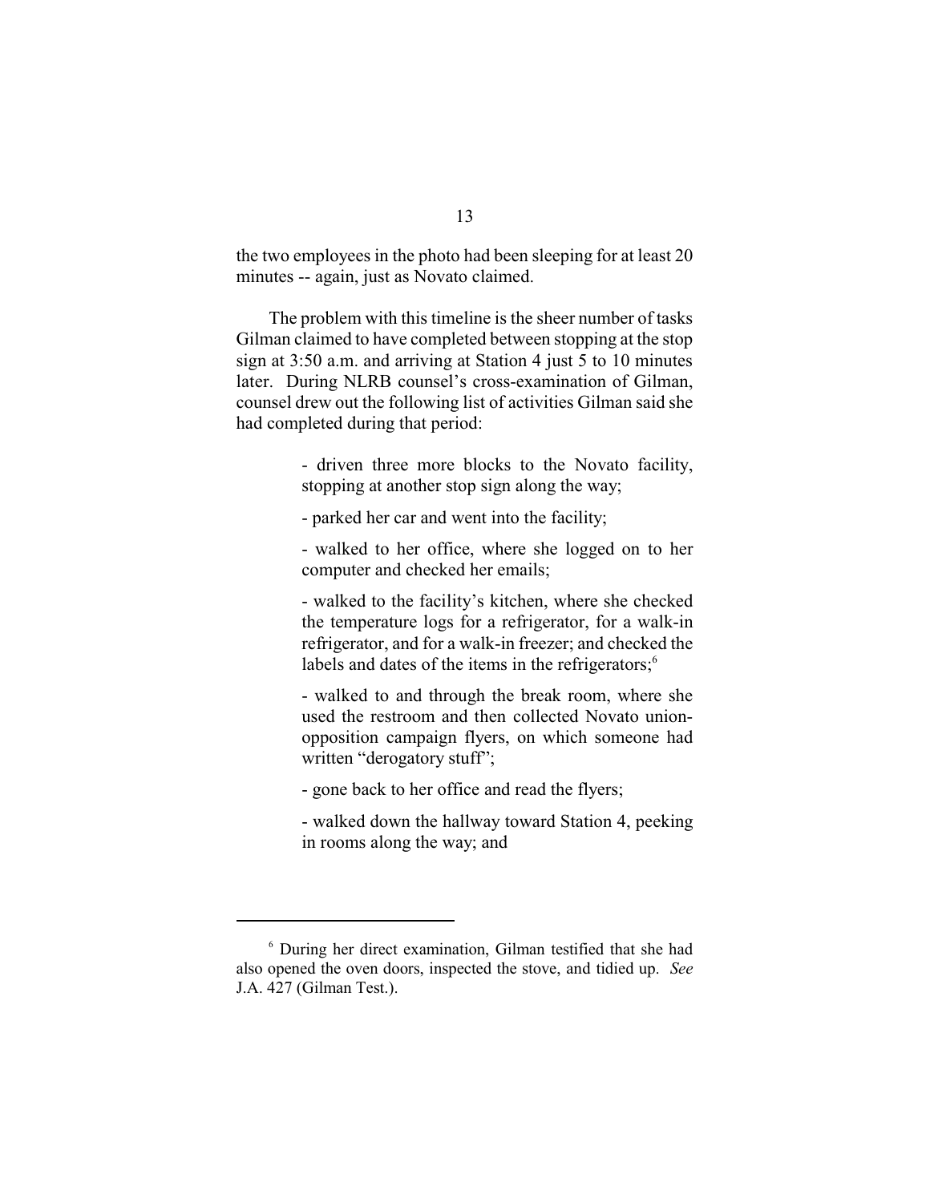the two employees in the photo had been sleeping for at least 20 minutes -- again, just as Novato claimed.

The problem with this timeline is the sheer number of tasks Gilman claimed to have completed between stopping at the stop sign at 3:50 a.m. and arriving at Station 4 just 5 to 10 minutes later. During NLRB counsel's cross-examination of Gilman, counsel drew out the following list of activities Gilman said she had completed during that period:

> - driven three more blocks to the Novato facility, stopping at another stop sign along the way;
>
> - parked her car and went into the facility;
>
> - walked to her office, where she logged on to her computer and checked her emails;
>
> - walked to the facility's kitchen, where she checked the temperature logs for a refrigerator, for a walk-in refrigerator, and for a walk-in freezer; and checked the labels and dates of the items in the refrigerators;[6]
>
> - walked to and through the break room, where she used the restroom and then collected Novato union-opposition campaign flyers, on which someone had written "derogatory stuff";
>
> - gone back to her office and read the flyers;
>
> - walked down the hallway toward Station 4, peeking in rooms along the way; and

[6] During her direct examination, Gilman testified that she had also opened the oven doors, inspected the stove, and tidied up. *See* J.A. 427 (Gilman Test.).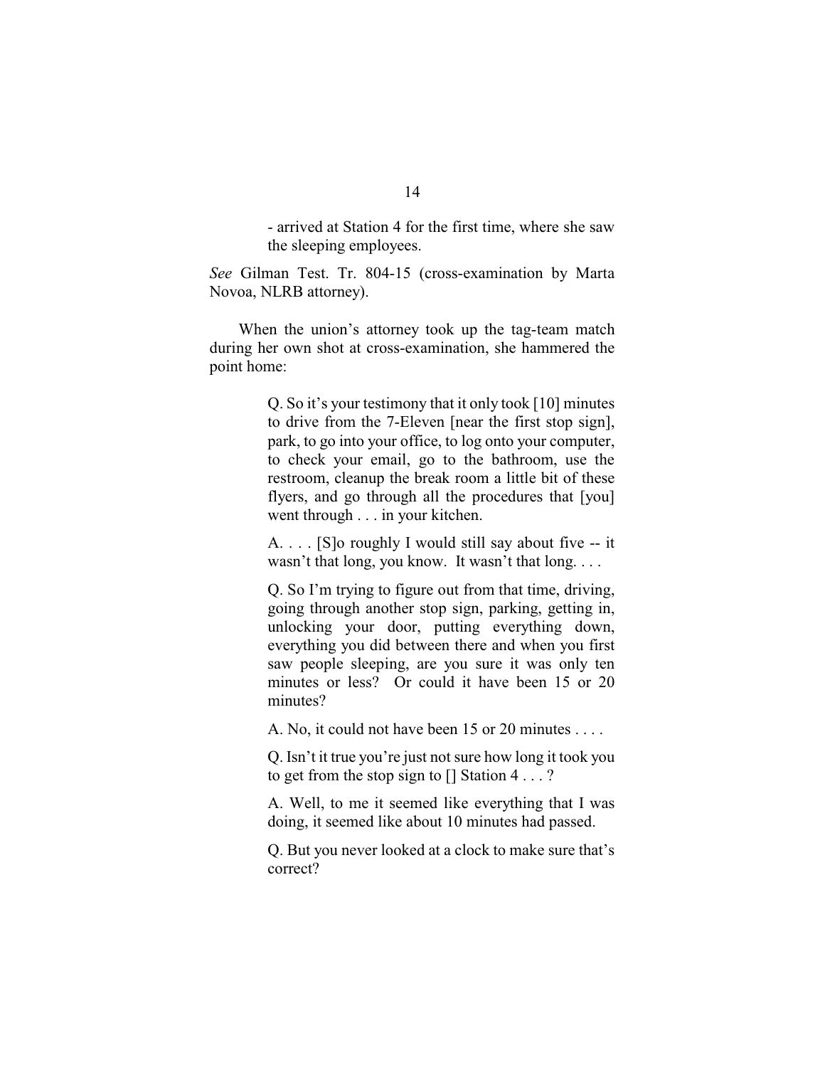> - arrived at Station 4 for the first time, where she saw the sleeping employees.

*See* Gilman Test. Tr. 804-15 (cross-examination by Marta Novoa, NLRB attorney).

When the union's attorney took up the tag-team match during her own shot at cross-examination, she hammered the point home:

> Q. So it's your testimony that it only took [10] minutes to drive from the 7-Eleven [near the first stop sign], park, to go into your office, to log onto your computer, to check your email, go to the bathroom, use the restroom, cleanup the break room a little bit of these flyers, and go through all the procedures that [you] went through . . . in your kitchen.
>
> A. . . . [S]o roughly I would still say about five -- it wasn't that long, you know. It wasn't that long. . . .
>
> Q. So I'm trying to figure out from that time, driving, going through another stop sign, parking, getting in, unlocking your door, putting everything down, everything you did between there and when you first saw people sleeping, are you sure it was only ten minutes or less? Or could it have been 15 or 20 minutes?
>
> A. No, it could not have been 15 or 20 minutes . . . .
>
> Q. Isn't it true you're just not sure how long it took you to get from the stop sign to [] Station 4 . . . ?
>
> A. Well, to me it seemed like everything that I was doing, it seemed like about 10 minutes had passed.
>
> Q. But you never looked at a clock to make sure that's correct?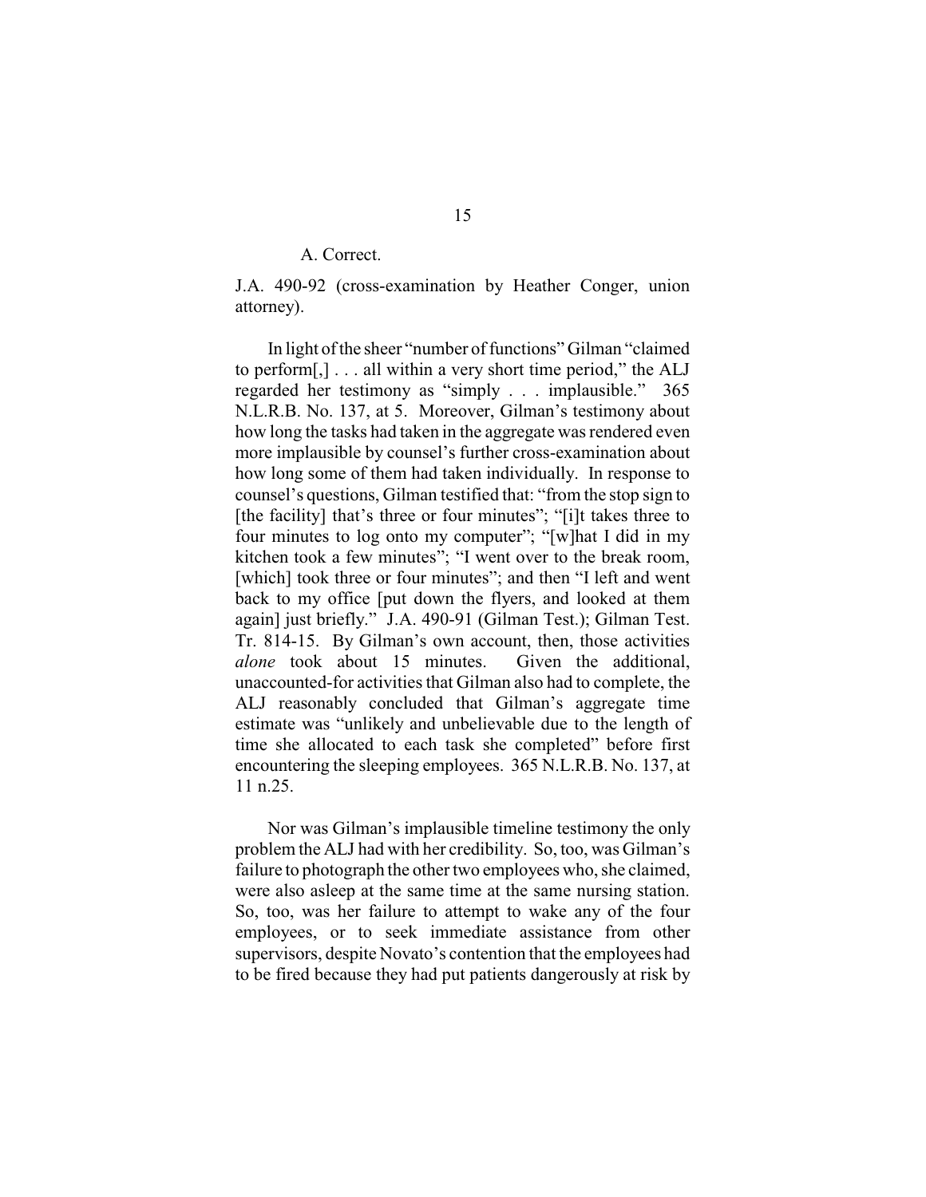A. Correct.

J.A. 490-92 (cross-examination by Heather Conger, union attorney).

In light of the sheer "number of functions" Gilman "claimed to perform[,] . . . all within a very short time period," the ALJ regarded her testimony as "simply . . . implausible." 365 N.L.R.B. No. 137, at 5. Moreover, Gilman's testimony about how long the tasks had taken in the aggregate was rendered even more implausible by counsel's further cross-examination about how long some of them had taken individually. In response to counsel's questions, Gilman testified that: "from the stop sign to [the facility] that's three or four minutes"; "[i]t takes three to four minutes to log onto my computer"; "[w]hat I did in my kitchen took a few minutes"; "I went over to the break room, [which] took three or four minutes"; and then "I left and went back to my office [put down the flyers, and looked at them again] just briefly." J.A. 490-91 (Gilman Test.); Gilman Test. Tr. 814-15. By Gilman's own account, then, those activities *alone* took about 15 minutes. Given the additional, unaccounted-for activities that Gilman also had to complete, the ALJ reasonably concluded that Gilman's aggregate time estimate was "unlikely and unbelievable due to the length of time she allocated to each task she completed" before first encountering the sleeping employees. 365 N.L.R.B. No. 137, at 11 n.25.

Nor was Gilman's implausible timeline testimony the only problem the ALJ had with her credibility. So, too, was Gilman's failure to photograph the other two employees who, she claimed, were also asleep at the same time at the same nursing station. So, too, was her failure to attempt to wake any of the four employees, or to seek immediate assistance from other supervisors, despite Novato's contention that the employees had to be fired because they had put patients dangerously at risk by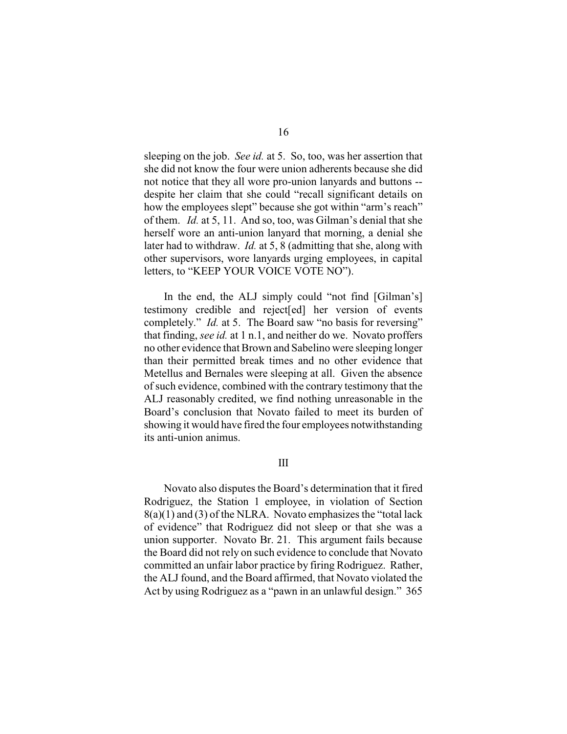sleeping on the job. *See id.* at 5. So, too, was her assertion that she did not know the four were union adherents because she did not notice that they all wore pro-union lanyards and buttons -- despite her claim that she could "recall significant details on how the employees slept" because she got within "arm's reach" of them. *Id.* at 5, 11. And so, too, was Gilman's denial that she herself wore an anti-union lanyard that morning, a denial she later had to withdraw. *Id.* at 5, 8 (admitting that she, along with other supervisors, wore lanyards urging employees, in capital letters, to "KEEP YOUR VOICE VOTE NO").

In the end, the ALJ simply could "not find [Gilman's] testimony credible and reject[ed] her version of events completely." *Id.* at 5. The Board saw "no basis for reversing" that finding, *see id.* at 1 n.1, and neither do we. Novato proffers no other evidence that Brown and Sabelino were sleeping longer than their permitted break times and no other evidence that Metellus and Bernales were sleeping at all. Given the absence of such evidence, combined with the contrary testimony that the ALJ reasonably credited, we find nothing unreasonable in the Board's conclusion that Novato failed to meet its burden of showing it would have fired the four employees notwithstanding its anti-union animus.

## III

Novato also disputes the Board's determination that it fired Rodriguez, the Station 1 employee, in violation of Section 8(a)(1) and (3) of the NLRA. Novato emphasizes the "total lack of evidence" that Rodriguez did not sleep or that she was a union supporter. Novato Br. 21. This argument fails because the Board did not rely on such evidence to conclude that Novato committed an unfair labor practice by firing Rodriguez. Rather, the ALJ found, and the Board affirmed, that Novato violated the Act by using Rodriguez as a "pawn in an unlawful design." 365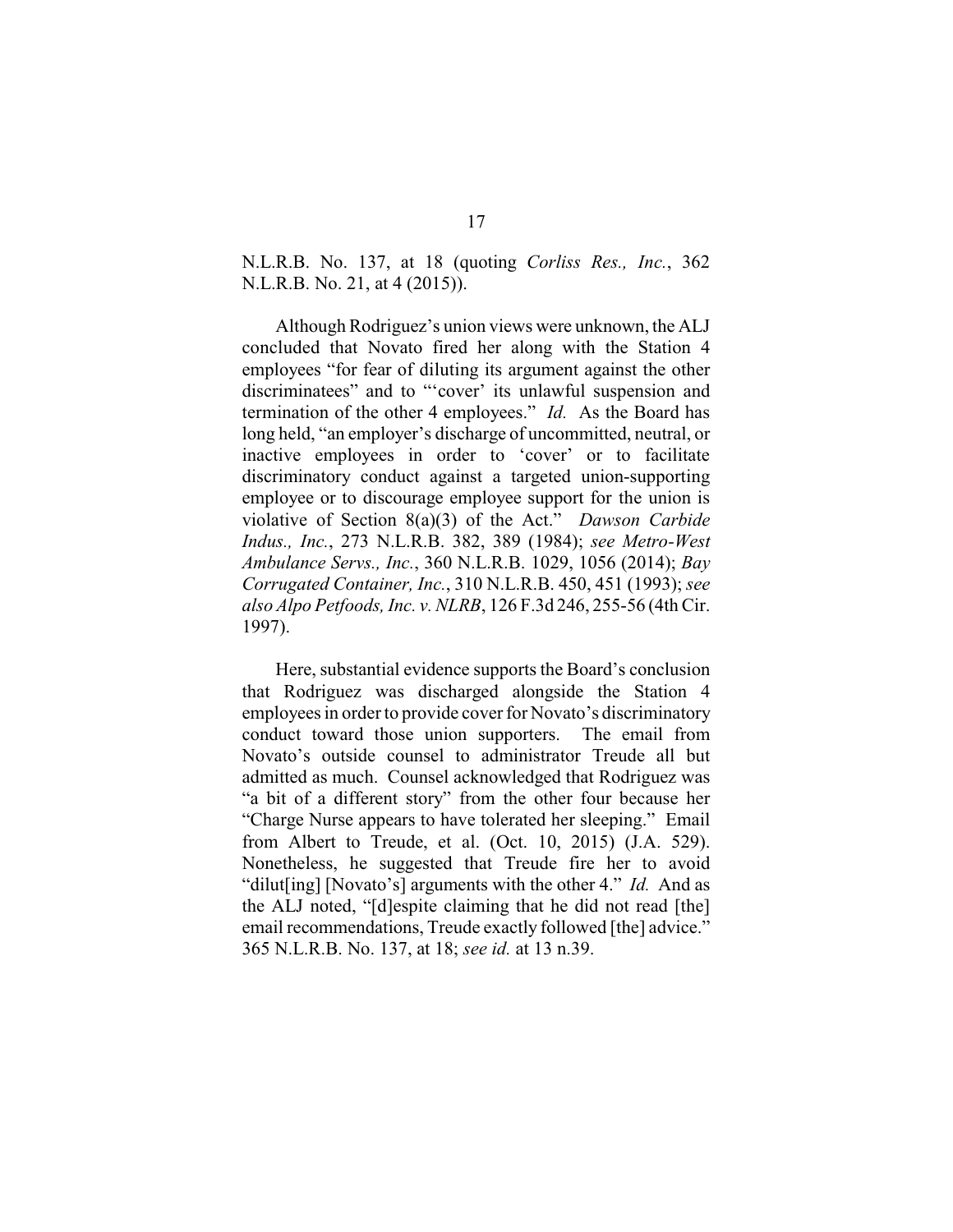N.L.R.B. No. 137, at 18 (quoting *Corliss Res., Inc.*, 362 N.L.R.B. No. 21, at 4 (2015)).

Although Rodriguez's union views were unknown, the ALJ concluded that Novato fired her along with the Station 4 employees "for fear of diluting its argument against the other discriminatees" and to "'cover' its unlawful suspension and termination of the other 4 employees." *Id.* As the Board has long held, "an employer's discharge of uncommitted, neutral, or inactive employees in order to 'cover' or to facilitate discriminatory conduct against a targeted union-supporting employee or to discourage employee support for the union is violative of Section 8(a)(3) of the Act." *Dawson Carbide Indus., Inc.*, 273 N.L.R.B. 382, 389 (1984); *see Metro-West Ambulance Servs., Inc.*, 360 N.L.R.B. 1029, 1056 (2014); *Bay Corrugated Container, Inc.*, 310 N.L.R.B. 450, 451 (1993); *see also Alpo Petfoods, Inc. v. NLRB*, 126 F.3d 246, 255-56 (4th Cir. 1997).

Here, substantial evidence supports the Board's conclusion that Rodriguez was discharged alongside the Station 4 employees in order to provide cover for Novato's discriminatory conduct toward those union supporters. The email from Novato's outside counsel to administrator Treude all but admitted as much. Counsel acknowledged that Rodriguez was "a bit of a different story" from the other four because her "Charge Nurse appears to have tolerated her sleeping." Email from Albert to Treude, et al. (Oct. 10, 2015) (J.A. 529). Nonetheless, he suggested that Treude fire her to avoid "dilut[ing] [Novato's] arguments with the other 4." *Id.* And as the ALJ noted, "[d]espite claiming that he did not read [the] email recommendations, Treude exactly followed [the] advice." 365 N.L.R.B. No. 137, at 18; *see id.* at 13 n.39.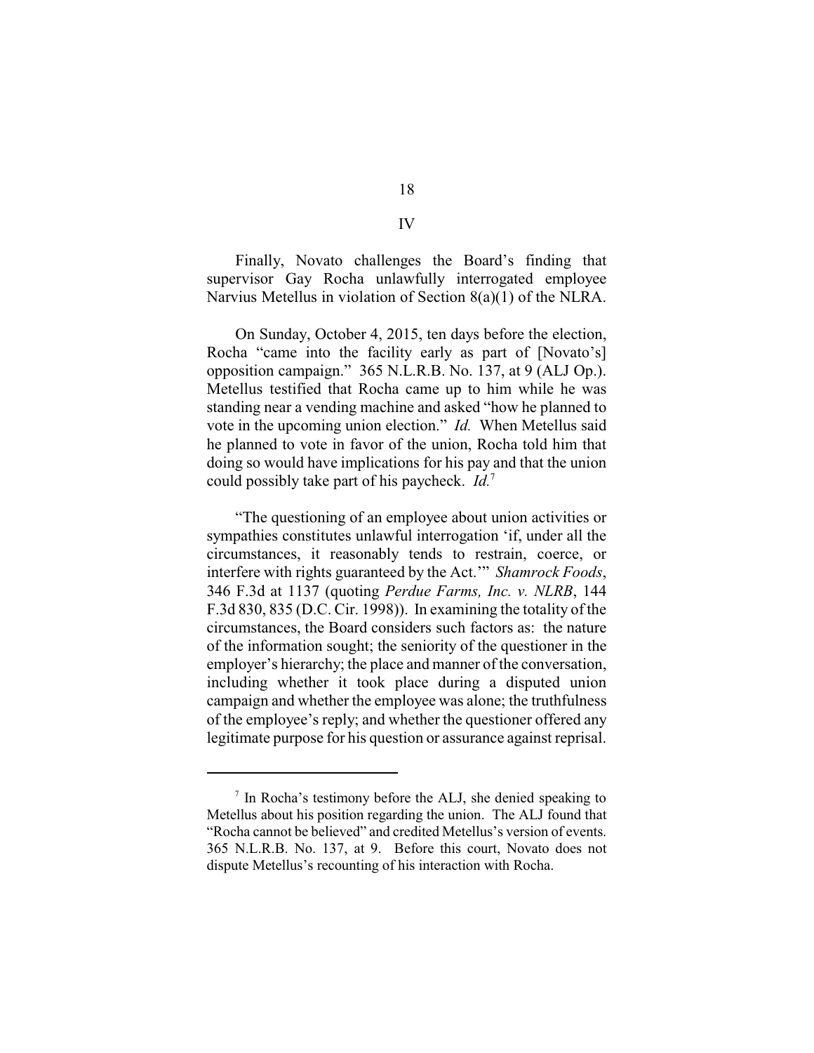## IV

Finally, Novato challenges the Board's finding that supervisor Gay Rocha unlawfully interrogated employee Narvius Metellus in violation of Section 8(a)(1) of the NLRA.

On Sunday, October 4, 2015, ten days before the election, Rocha "came into the facility early as part of [Novato's] opposition campaign." 365 N.L.R.B. No. 137, at 9 (ALJ Op.). Metellus testified that Rocha came up to him while he was standing near a vending machine and asked "how he planned to vote in the upcoming union election." *Id.* When Metellus said he planned to vote in favor of the union, Rocha told him that doing so would have implications for his pay and that the union could possibly take part of his paycheck. *Id.*[7]

"The questioning of an employee about union activities or sympathies constitutes unlawful interrogation 'if, under all the circumstances, it reasonably tends to restrain, coerce, or interfere with rights guaranteed by the Act.'" *Shamrock Foods*, 346 F.3d at 1137 (quoting *Perdue Farms, Inc. v. NLRB*, 144 F.3d 830, 835 (D.C. Cir. 1998)). In examining the totality of the circumstances, the Board considers such factors as: the nature of the information sought; the seniority of the questioner in the employer's hierarchy; the place and manner of the conversation, including whether it took place during a disputed union campaign and whether the employee was alone; the truthfulness of the employee's reply; and whether the questioner offered any legitimate purpose for his question or assurance against reprisal.

---

[7] In Rocha's testimony before the ALJ, she denied speaking to Metellus about his position regarding the union. The ALJ found that "Rocha cannot be believed" and credited Metellus's version of events. 365 N.L.R.B. No. 137, at 9. Before this court, Novato does not dispute Metellus's recounting of his interaction with Rocha.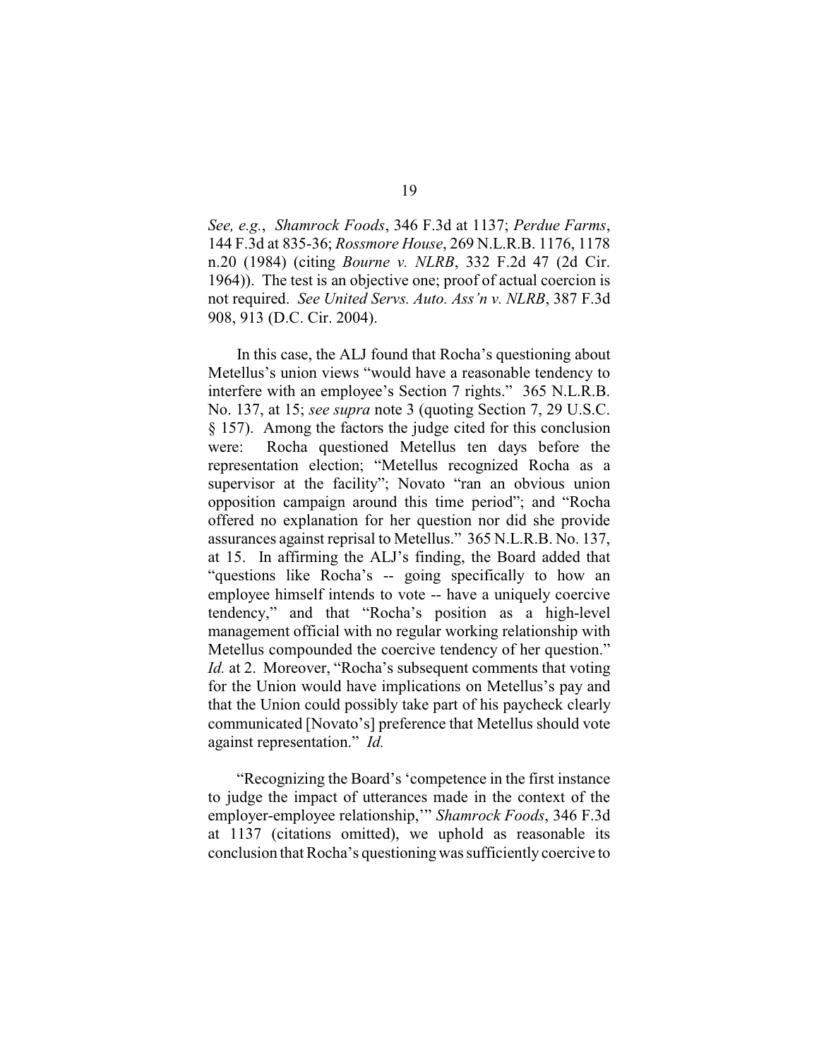*See, e.g.*, *Shamrock Foods*, 346 F.3d at 1137; *Perdue Farms*, 144 F.3d at 835-36; *Rossmore House*, 269 N.L.R.B. 1176, 1178 n.20 (1984) (citing *Bourne v. NLRB*, 332 F.2d 47 (2d Cir. 1964)). The test is an objective one; proof of actual coercion is not required. *See United Servs. Auto. Ass'n v. NLRB*, 387 F.3d 908, 913 (D.C. Cir. 2004).

In this case, the ALJ found that Rocha's questioning about Metellus's union views "would have a reasonable tendency to interfere with an employee's Section 7 rights." 365 N.L.R.B. No. 137, at 15; *see supra* note 3 (quoting Section 7, 29 U.S.C. § 157). Among the factors the judge cited for this conclusion were: Rocha questioned Metellus ten days before the representation election; "Metellus recognized Rocha as a supervisor at the facility"; Novato "ran an obvious union opposition campaign around this time period"; and "Rocha offered no explanation for her question nor did she provide assurances against reprisal to Metellus." 365 N.L.R.B. No. 137, at 15. In affirming the ALJ's finding, the Board added that "questions like Rocha's -- going specifically to how an employee himself intends to vote -- have a uniquely coercive tendency," and that "Rocha's position as a high-level management official with no regular working relationship with Metellus compounded the coercive tendency of her question." *Id.* at 2. Moreover, "Rocha's subsequent comments that voting for the Union would have implications on Metellus's pay and that the Union could possibly take part of his paycheck clearly communicated [Novato's] preference that Metellus should vote against representation." *Id.*

"Recognizing the Board's 'competence in the first instance to judge the impact of utterances made in the context of the employer-employee relationship,'" *Shamrock Foods*, 346 F.3d at 1137 (citations omitted), we uphold as reasonable its conclusion that Rocha's questioning was sufficiently coercive to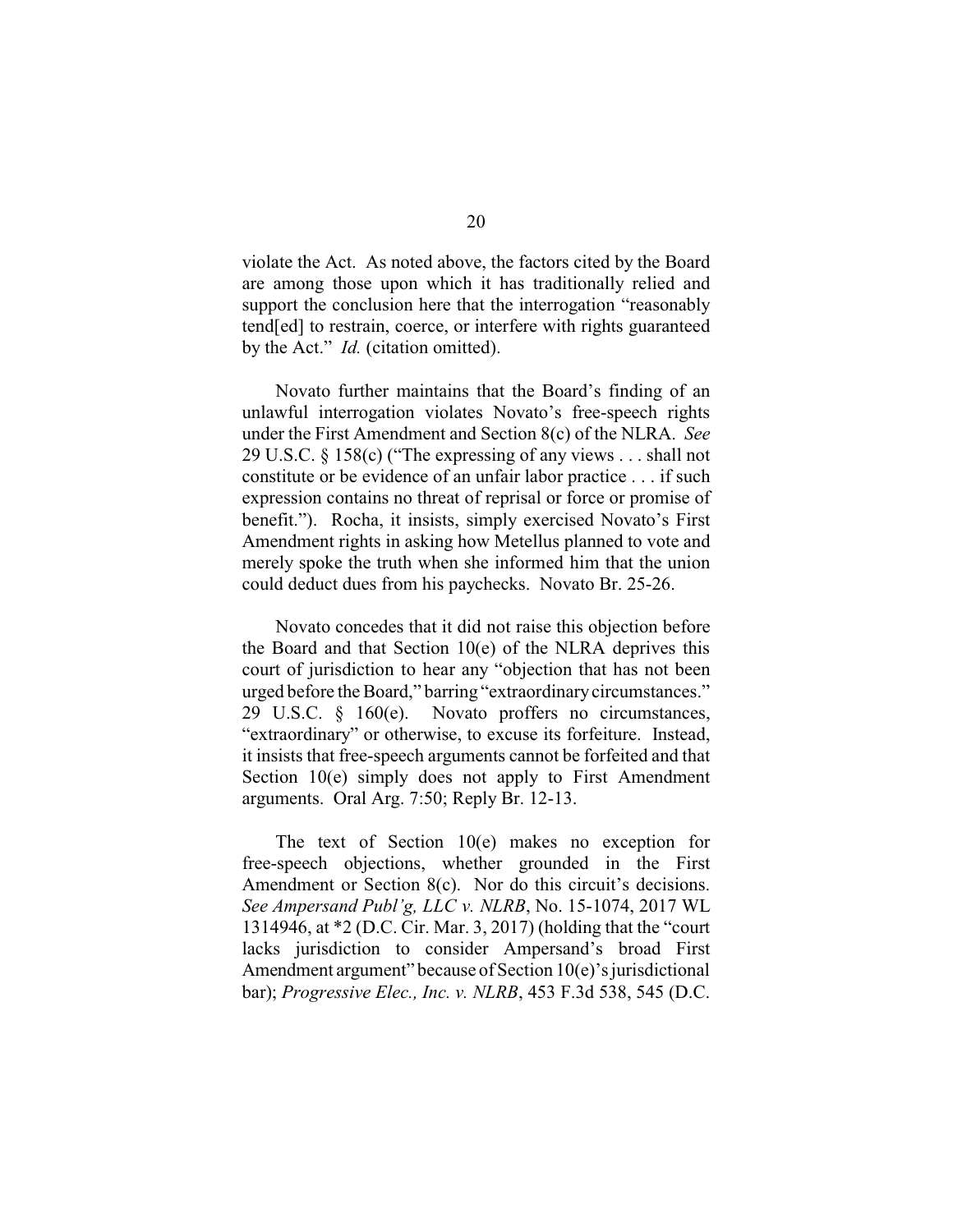violate the Act. As noted above, the factors cited by the Board are among those upon which it has traditionally relied and support the conclusion here that the interrogation "reasonably tend[ed] to restrain, coerce, or interfere with rights guaranteed by the Act." *Id.* (citation omitted).

Novato further maintains that the Board's finding of an unlawful interrogation violates Novato's free-speech rights under the First Amendment and Section 8(c) of the NLRA. *See* 29 U.S.C. § 158(c) ("The expressing of any views . . . shall not constitute or be evidence of an unfair labor practice . . . if such expression contains no threat of reprisal or force or promise of benefit."). Rocha, it insists, simply exercised Novato's First Amendment rights in asking how Metellus planned to vote and merely spoke the truth when she informed him that the union could deduct dues from his paychecks. Novato Br. 25-26.

Novato concedes that it did not raise this objection before the Board and that Section 10(e) of the NLRA deprives this court of jurisdiction to hear any "objection that has not been urged before the Board," barring "extraordinary circumstances." 29 U.S.C. § 160(e). Novato proffers no circumstances, "extraordinary" or otherwise, to excuse its forfeiture. Instead, it insists that free-speech arguments cannot be forfeited and that Section 10(e) simply does not apply to First Amendment arguments. Oral Arg. 7:50; Reply Br. 12-13.

The text of Section 10(e) makes no exception for free-speech objections, whether grounded in the First Amendment or Section 8(c). Nor do this circuit's decisions. *See Ampersand Publ'g, LLC v. NLRB*, No. 15-1074, 2017 WL 1314946, at *2 (D.C. Cir. Mar. 3, 2017) (holding that the "court lacks jurisdiction to consider Ampersand's broad First Amendment argument" because of Section 10(e)'s jurisdictional bar); *Progressive Elec., Inc. v. NLRB*, 453 F.3d 538, 545 (D.C.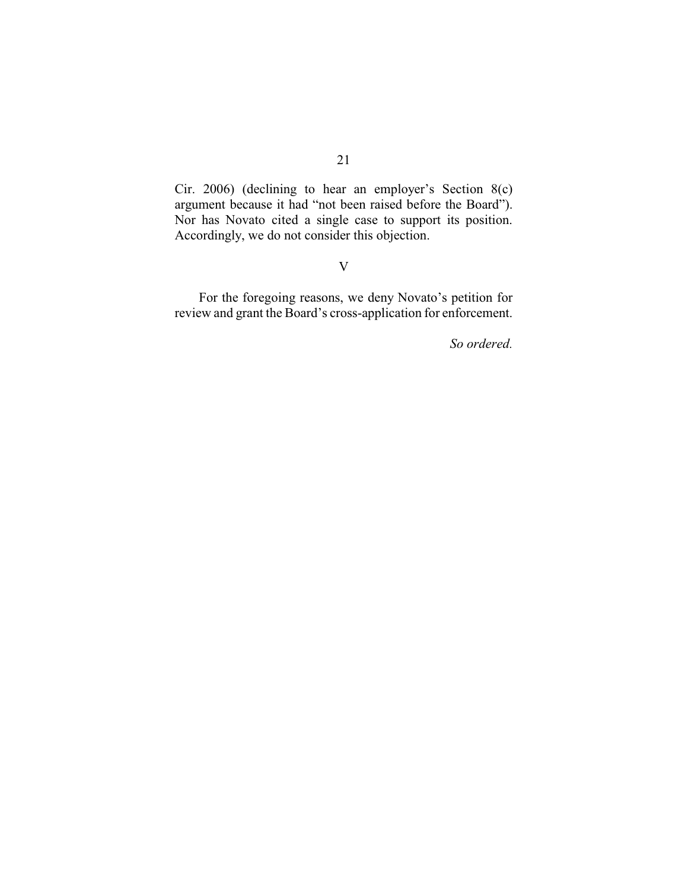Cir. 2006) (declining to hear an employer's Section 8(c) argument because it had "not been raised before the Board"). Nor has Novato cited a single case to support its position. Accordingly, we do not consider this objection.

## V

For the foregoing reasons, we deny Novato's petition for review and grant the Board's cross-application for enforcement.

*So ordered.*